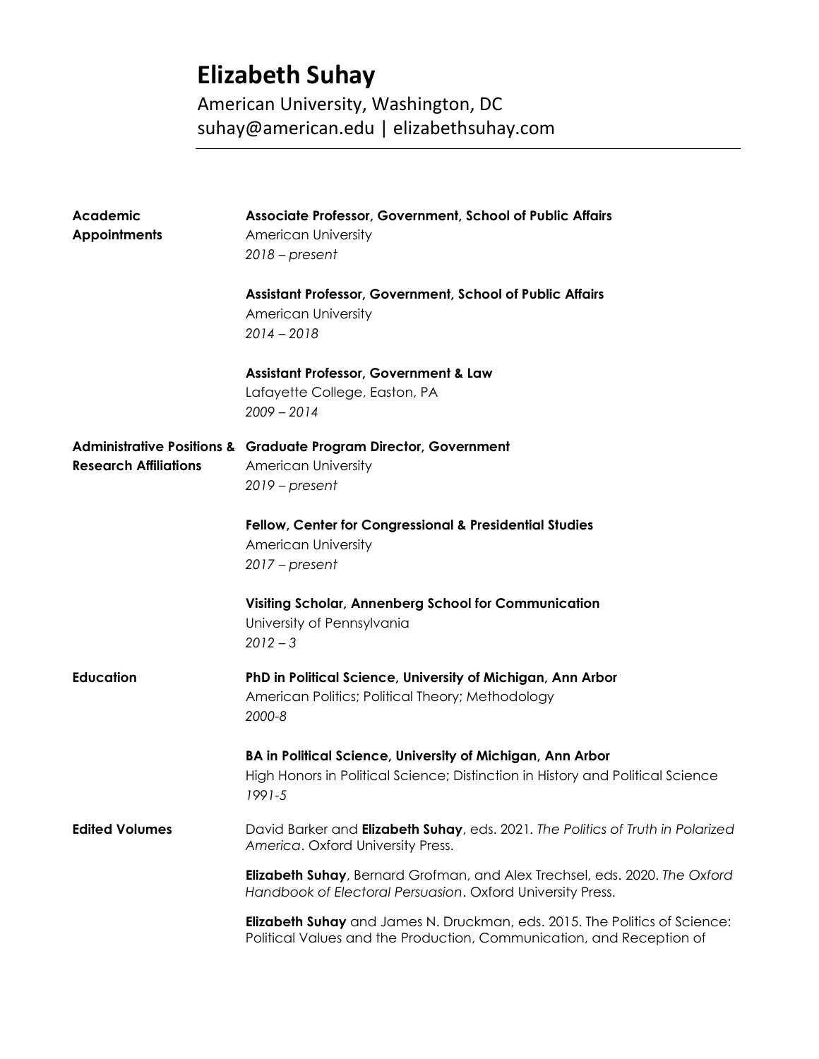# Elizabeth Suhay

American University, Washington, DC
suhay@american.edu | elizabethsuhay.com

---

## Academic Appointments

**Associate Professor, Government, School of Public Affairs**
American University
*2018 – present*

**Assistant Professor, Government, School of Public Affairs**
American University
*2014 – 2018*

**Assistant Professor, Government & Law**
Lafayette College, Easton, PA
*2009 – 2014*

## Administrative Positions & Research Affiliations

**Graduate Program Director, Government**
American University
*2019 – present*

**Fellow, Center for Congressional & Presidential Studies**
American University
*2017 – present*

**Visiting Scholar, Annenberg School for Communication**
University of Pennsylvania
*2012 – 3*

## Education

**PhD in Political Science, University of Michigan, Ann Arbor**
American Politics; Political Theory; Methodology
*2000-8*

**BA in Political Science, University of Michigan, Ann Arbor**
High Honors in Political Science; Distinction in History and Political Science
*1991-5*

## Edited Volumes

David Barker and **Elizabeth Suhay**, eds. 2021. *The Politics of Truth in Polarized America*. Oxford University Press.

**Elizabeth Suhay**, Bernard Grofman, and Alex Trechsel, eds. 2020. *The Oxford Handbook of Electoral Persuasion*. Oxford University Press.

**Elizabeth Suhay** and James N. Druckman, eds. 2015. The Politics of Science: Political Values and the Production, Communication, and Reception of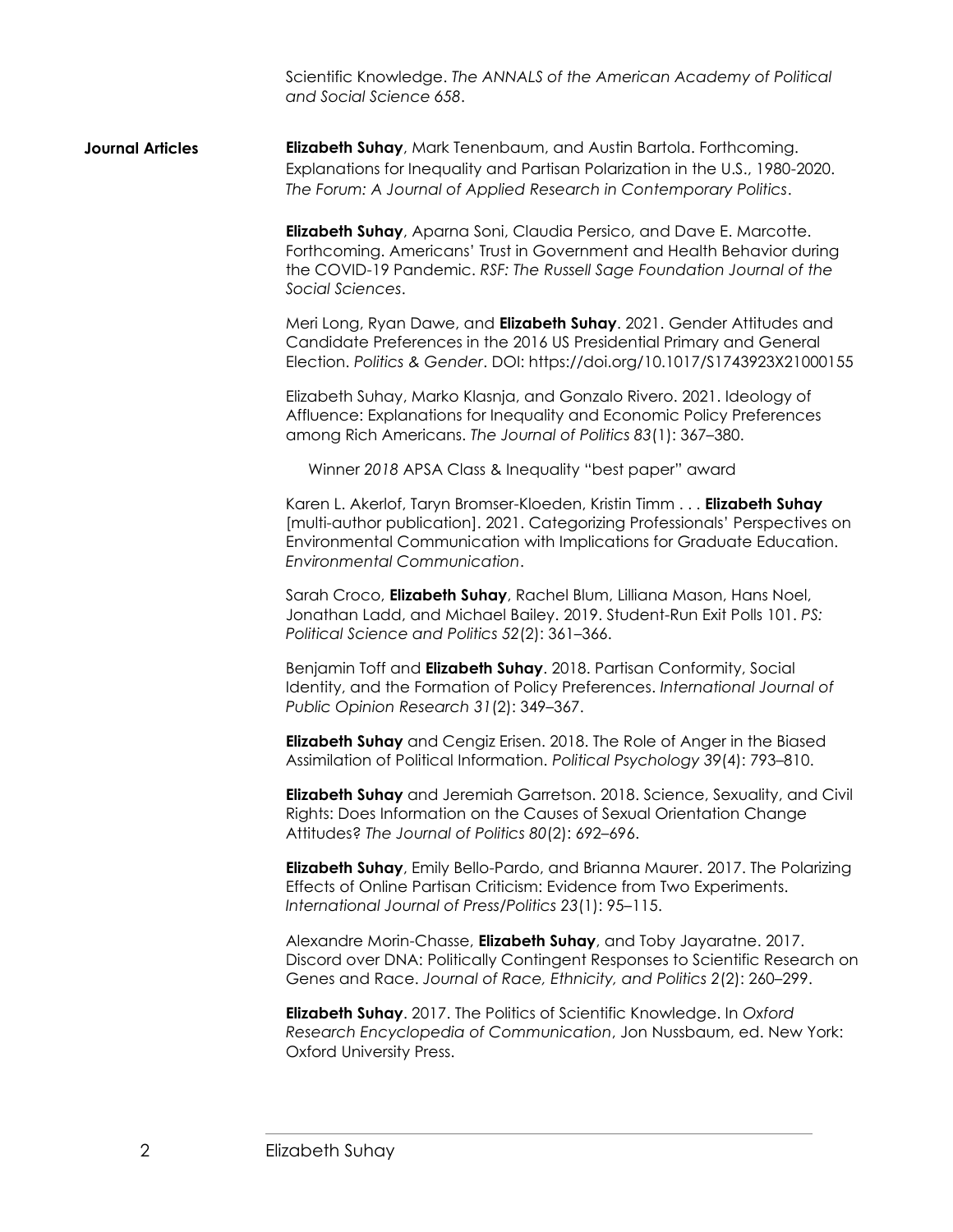Scientific Knowledge. *The ANNALS of the American Academy of Political and Social Science 658*.

**Journal Articles**

**Elizabeth Suhay**, Mark Tenenbaum, and Austin Bartola. Forthcoming. Explanations for Inequality and Partisan Polarization in the U.S., 1980-2020. *The Forum: A Journal of Applied Research in Contemporary Politics*.

**Elizabeth Suhay**, Aparna Soni, Claudia Persico, and Dave E. Marcotte. Forthcoming. Americans' Trust in Government and Health Behavior during the COVID-19 Pandemic. *RSF: The Russell Sage Foundation Journal of the Social Sciences*.

Meri Long, Ryan Dawe, and **Elizabeth Suhay**. 2021. Gender Attitudes and Candidate Preferences in the 2016 US Presidential Primary and General Election. *Politics & Gender*. DOI: https://doi.org/10.1017/S1743923X21000155

Elizabeth Suhay, Marko Klasnja, and Gonzalo Rivero. 2021. Ideology of Affluence: Explanations for Inequality and Economic Policy Preferences among Rich Americans. *The Journal of Politics 83*(1): 367–380.

Winner *2018* APSA Class & Inequality "best paper" award

Karen L. Akerlof, Taryn Bromser-Kloeden, Kristin Timm . . . **Elizabeth Suhay** [multi-author publication]. 2021. Categorizing Professionals' Perspectives on Environmental Communication with Implications for Graduate Education. *Environmental Communication*.

Sarah Croco, **Elizabeth Suhay**, Rachel Blum, Lilliana Mason, Hans Noel, Jonathan Ladd, and Michael Bailey. 2019. Student-Run Exit Polls 101. *PS: Political Science and Politics 52*(2): 361–366.

Benjamin Toff and **Elizabeth Suhay**. 2018. Partisan Conformity, Social Identity, and the Formation of Policy Preferences. *International Journal of Public Opinion Research 31*(2): 349–367.

**Elizabeth Suhay** and Cengiz Erisen. 2018. The Role of Anger in the Biased Assimilation of Political Information. *Political Psychology 39*(4): 793–810.

**Elizabeth Suhay** and Jeremiah Garretson. 2018. Science, Sexuality, and Civil Rights: Does Information on the Causes of Sexual Orientation Change Attitudes? *The Journal of Politics 80*(2): 692–696.

**Elizabeth Suhay**, Emily Bello-Pardo, and Brianna Maurer. 2017. The Polarizing Effects of Online Partisan Criticism: Evidence from Two Experiments. *International Journal of Press/Politics 23*(1): 95–115.

Alexandre Morin-Chasse, **Elizabeth Suhay**, and Toby Jayaratne. 2017. Discord over DNA: Politically Contingent Responses to Scientific Research on Genes and Race. *Journal of Race, Ethnicity, and Politics 2*(2): 260–299.

**Elizabeth Suhay**. 2017. The Politics of Scientific Knowledge. In *Oxford Research Encyclopedia of Communication*, Jon Nussbaum, ed. New York: Oxford University Press.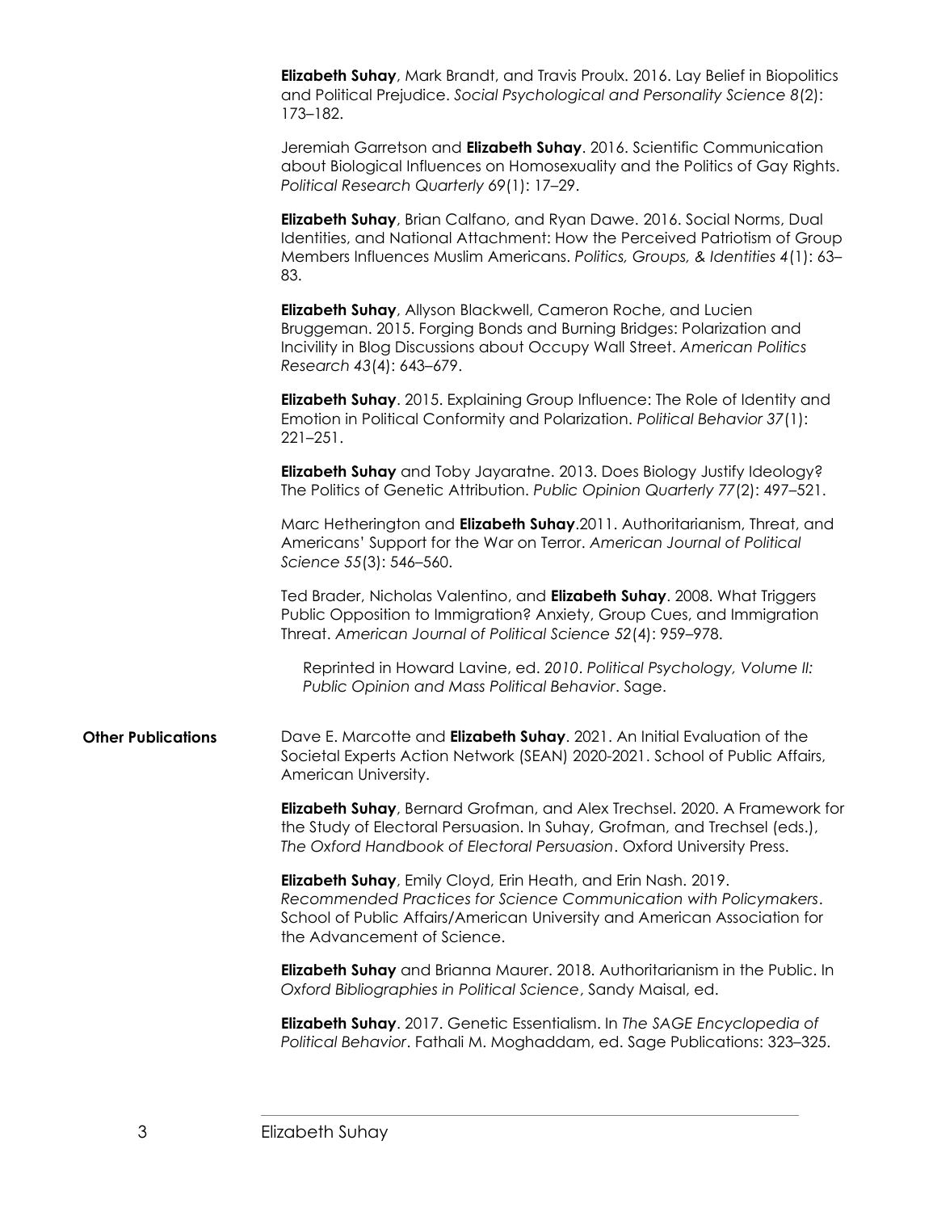**Elizabeth Suhay**, Mark Brandt, and Travis Proulx. 2016. Lay Belief in Biopolitics and Political Prejudice. *Social Psychological and Personality Science 8*(2): 173–182.

Jeremiah Garretson and **Elizabeth Suhay**. 2016. Scientific Communication about Biological Influences on Homosexuality and the Politics of Gay Rights. *Political Research Quarterly* 69(1): 17–29.

**Elizabeth Suhay**, Brian Calfano, and Ryan Dawe. 2016. Social Norms, Dual Identities, and National Attachment: How the Perceived Patriotism of Group Members Influences Muslim Americans. *Politics, Groups, & Identities 4*(1): 63–83.

**Elizabeth Suhay**, Allyson Blackwell, Cameron Roche, and Lucien Bruggeman. 2015. Forging Bonds and Burning Bridges: Polarization and Incivility in Blog Discussions about Occupy Wall Street. *American Politics Research 43*(4): 643–679.

**Elizabeth Suhay**. 2015. Explaining Group Influence: The Role of Identity and Emotion in Political Conformity and Polarization. *Political Behavior 37*(1): 221–251.

**Elizabeth Suhay** and Toby Jayaratne. 2013. Does Biology Justify Ideology? The Politics of Genetic Attribution. *Public Opinion Quarterly 77*(2): 497–521.

Marc Hetherington and **Elizabeth Suhay**.2011. Authoritarianism, Threat, and Americans' Support for the War on Terror. *American Journal of Political Science 55*(3): 546–560.

Ted Brader, Nicholas Valentino, and **Elizabeth Suhay**. 2008. What Triggers Public Opposition to Immigration? Anxiety, Group Cues, and Immigration Threat. *American Journal of Political Science 52*(4): 959–978.

Reprinted in Howard Lavine, ed. *2010*. *Political Psychology, Volume II: Public Opinion and Mass Political Behavior*. Sage.

**Other Publications**

Dave E. Marcotte and **Elizabeth Suhay**. 2021. An Initial Evaluation of the Societal Experts Action Network (SEAN) 2020-2021. School of Public Affairs, American University.

**Elizabeth Suhay**, Bernard Grofman, and Alex Trechsel. 2020. A Framework for the Study of Electoral Persuasion. In Suhay, Grofman, and Trechsel (eds.), *The Oxford Handbook of Electoral Persuasion*. Oxford University Press.

**Elizabeth Suhay**, Emily Cloyd, Erin Heath, and Erin Nash. 2019. *Recommended Practices for Science Communication with Policymakers*. School of Public Affairs/American University and American Association for the Advancement of Science.

**Elizabeth Suhay** and Brianna Maurer. 2018. Authoritarianism in the Public. In *Oxford Bibliographies in Political Science*, Sandy Maisal, ed.

**Elizabeth Suhay**. 2017. Genetic Essentialism. In *The SAGE Encyclopedia of Political Behavior*. Fathali M. Moghaddam, ed. Sage Publications: 323–325.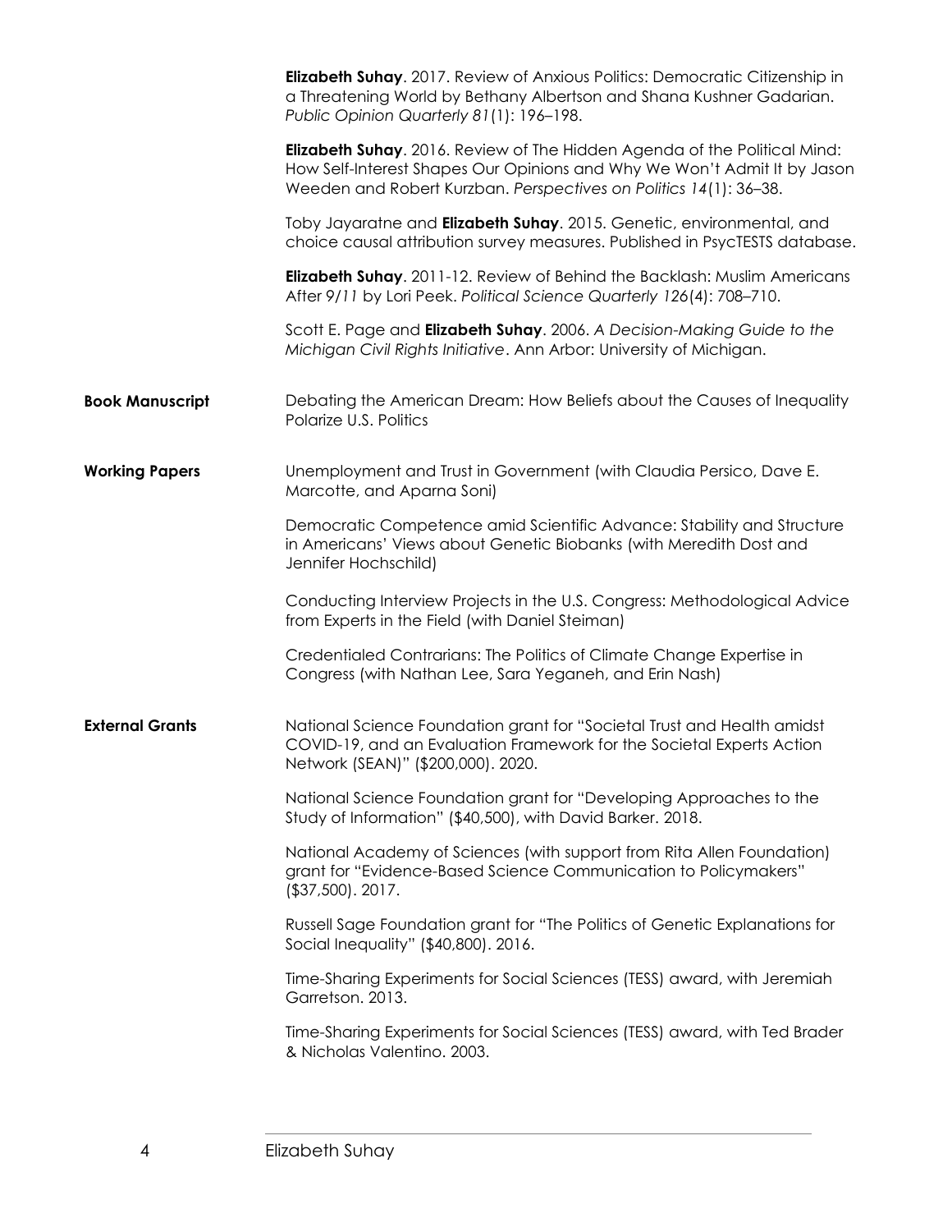**Elizabeth Suhay**. 2017. Review of Anxious Politics: Democratic Citizenship in a Threatening World by Bethany Albertson and Shana Kushner Gadarian. *Public Opinion Quarterly 81*(1): 196–198.

**Elizabeth Suhay**. 2016. Review of The Hidden Agenda of the Political Mind: How Self-Interest Shapes Our Opinions and Why We Won't Admit It by Jason Weeden and Robert Kurzban. *Perspectives on Politics 14*(1): 36–38.

Toby Jayaratne and **Elizabeth Suhay**. 2015. Genetic, environmental, and choice causal attribution survey measures. Published in PsycTESTS database.

**Elizabeth Suhay**. 2011-12. Review of Behind the Backlash: Muslim Americans After 9/11 by Lori Peek. *Political Science Quarterly 126*(4): 708–710.

Scott E. Page and **Elizabeth Suhay**. 2006. *A Decision-Making Guide to the Michigan Civil Rights Initiative*. Ann Arbor: University of Michigan.

## Book Manuscript

Debating the American Dream: How Beliefs about the Causes of Inequality Polarize U.S. Politics

## Working Papers

Unemployment and Trust in Government (with Claudia Persico, Dave E. Marcotte, and Aparna Soni)

Democratic Competence amid Scientific Advance: Stability and Structure in Americans' Views about Genetic Biobanks (with Meredith Dost and Jennifer Hochschild)

Conducting Interview Projects in the U.S. Congress: Methodological Advice from Experts in the Field (with Daniel Steiman)

Credentialed Contrarians: The Politics of Climate Change Expertise in Congress (with Nathan Lee, Sara Yeganeh, and Erin Nash)

## External Grants

National Science Foundation grant for "Societal Trust and Health amidst COVID-19, and an Evaluation Framework for the Societal Experts Action Network (SEAN)" ($200,000). 2020.

National Science Foundation grant for "Developing Approaches to the Study of Information" ($40,500), with David Barker. 2018.

National Academy of Sciences (with support from Rita Allen Foundation) grant for "Evidence-Based Science Communication to Policymakers" ($37,500). 2017.

Russell Sage Foundation grant for "The Politics of Genetic Explanations for Social Inequality" ($40,800). 2016.

Time-Sharing Experiments for Social Sciences (TESS) award, with Jeremiah Garretson. 2013.

Time-Sharing Experiments for Social Sciences (TESS) award, with Ted Brader & Nicholas Valentino. 2003.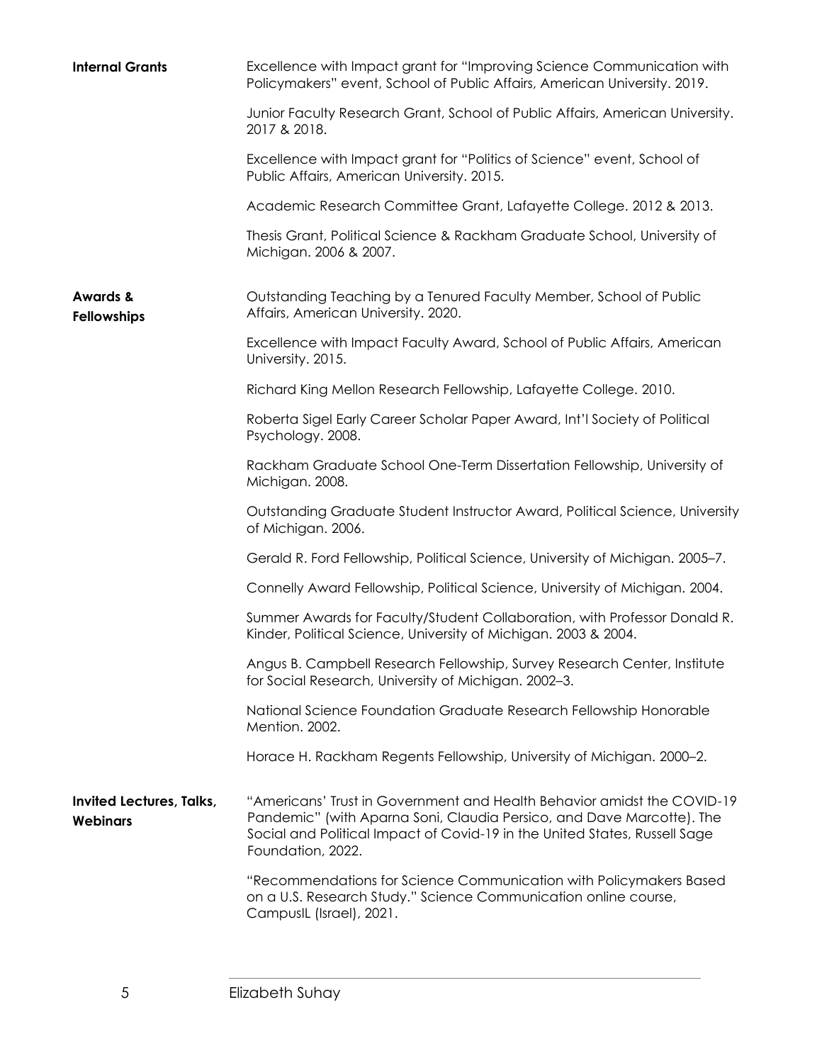## Internal Grants

Excellence with Impact grant for "Improving Science Communication with Policymakers" event, School of Public Affairs, American University. 2019.

Junior Faculty Research Grant, School of Public Affairs, American University. 2017 & 2018.

Excellence with Impact grant for "Politics of Science" event, School of Public Affairs, American University. 2015.

Academic Research Committee Grant, Lafayette College. 2012 & 2013.

Thesis Grant, Political Science & Rackham Graduate School, University of Michigan. 2006 & 2007.

## Awards & Fellowships

Outstanding Teaching by a Tenured Faculty Member, School of Public Affairs, American University. 2020.

Excellence with Impact Faculty Award, School of Public Affairs, American University. 2015.

Richard King Mellon Research Fellowship, Lafayette College. 2010.

Roberta Sigel Early Career Scholar Paper Award, Int'l Society of Political Psychology. 2008.

Rackham Graduate School One-Term Dissertation Fellowship, University of Michigan. 2008.

Outstanding Graduate Student Instructor Award, Political Science, University of Michigan. 2006.

Gerald R. Ford Fellowship, Political Science, University of Michigan. 2005–7.

Connelly Award Fellowship, Political Science, University of Michigan. 2004.

Summer Awards for Faculty/Student Collaboration, with Professor Donald R. Kinder, Political Science, University of Michigan. 2003 & 2004.

Angus B. Campbell Research Fellowship, Survey Research Center, Institute for Social Research, University of Michigan. 2002–3.

National Science Foundation Graduate Research Fellowship Honorable Mention. 2002.

Horace H. Rackham Regents Fellowship, University of Michigan. 2000–2.

## Invited Lectures, Talks, Webinars

"Americans' Trust in Government and Health Behavior amidst the COVID-19 Pandemic" (with Aparna Soni, Claudia Persico, and Dave Marcotte). The Social and Political Impact of Covid-19 in the United States, Russell Sage Foundation, 2022.

"Recommendations for Science Communication with Policymakers Based on a U.S. Research Study." Science Communication online course, CampusIL (Israel), 2021.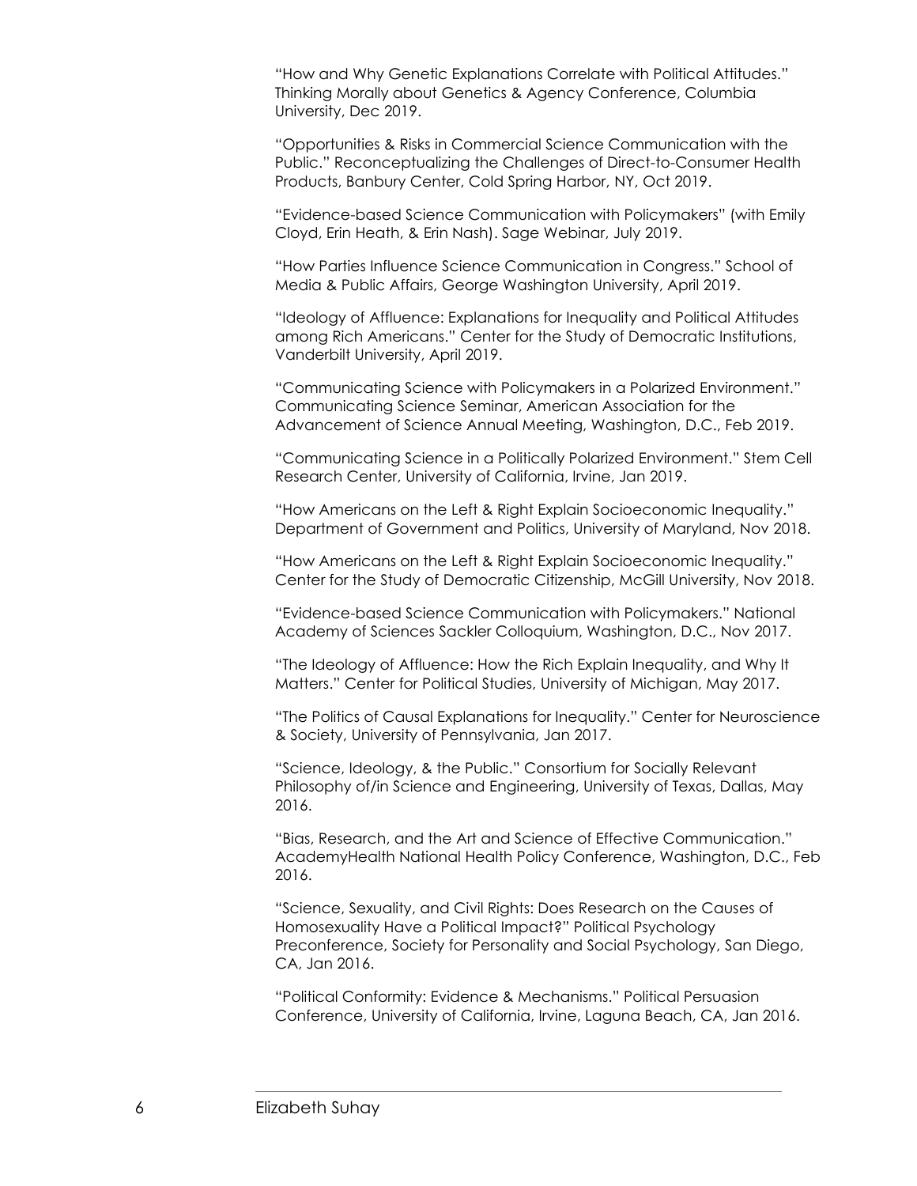"How and Why Genetic Explanations Correlate with Political Attitudes." Thinking Morally about Genetics & Agency Conference, Columbia University, Dec 2019.

"Opportunities & Risks in Commercial Science Communication with the Public." Reconceptualizing the Challenges of Direct-to-Consumer Health Products, Banbury Center, Cold Spring Harbor, NY, Oct 2019.

"Evidence-based Science Communication with Policymakers" (with Emily Cloyd, Erin Heath, & Erin Nash). Sage Webinar, July 2019.

"How Parties Influence Science Communication in Congress." School of Media & Public Affairs, George Washington University, April 2019.

"Ideology of Affluence: Explanations for Inequality and Political Attitudes among Rich Americans." Center for the Study of Democratic Institutions, Vanderbilt University, April 2019.

"Communicating Science with Policymakers in a Polarized Environment." Communicating Science Seminar, American Association for the Advancement of Science Annual Meeting, Washington, D.C., Feb 2019.

"Communicating Science in a Politically Polarized Environment." Stem Cell Research Center, University of California, Irvine, Jan 2019.

"How Americans on the Left & Right Explain Socioeconomic Inequality." Department of Government and Politics, University of Maryland, Nov 2018.

"How Americans on the Left & Right Explain Socioeconomic Inequality." Center for the Study of Democratic Citizenship, McGill University, Nov 2018.

"Evidence-based Science Communication with Policymakers." National Academy of Sciences Sackler Colloquium, Washington, D.C., Nov 2017.

"The Ideology of Affluence: How the Rich Explain Inequality, and Why It Matters." Center for Political Studies, University of Michigan, May 2017.

"The Politics of Causal Explanations for Inequality." Center for Neuroscience & Society, University of Pennsylvania, Jan 2017.

"Science, Ideology, & the Public." Consortium for Socially Relevant Philosophy of/in Science and Engineering, University of Texas, Dallas, May 2016.

"Bias, Research, and the Art and Science of Effective Communication." AcademyHealth National Health Policy Conference, Washington, D.C., Feb 2016.

"Science, Sexuality, and Civil Rights: Does Research on the Causes of Homosexuality Have a Political Impact?" Political Psychology Preconference, Society for Personality and Social Psychology, San Diego, CA, Jan 2016.

"Political Conformity: Evidence & Mechanisms." Political Persuasion Conference, University of California, Irvine, Laguna Beach, CA, Jan 2016.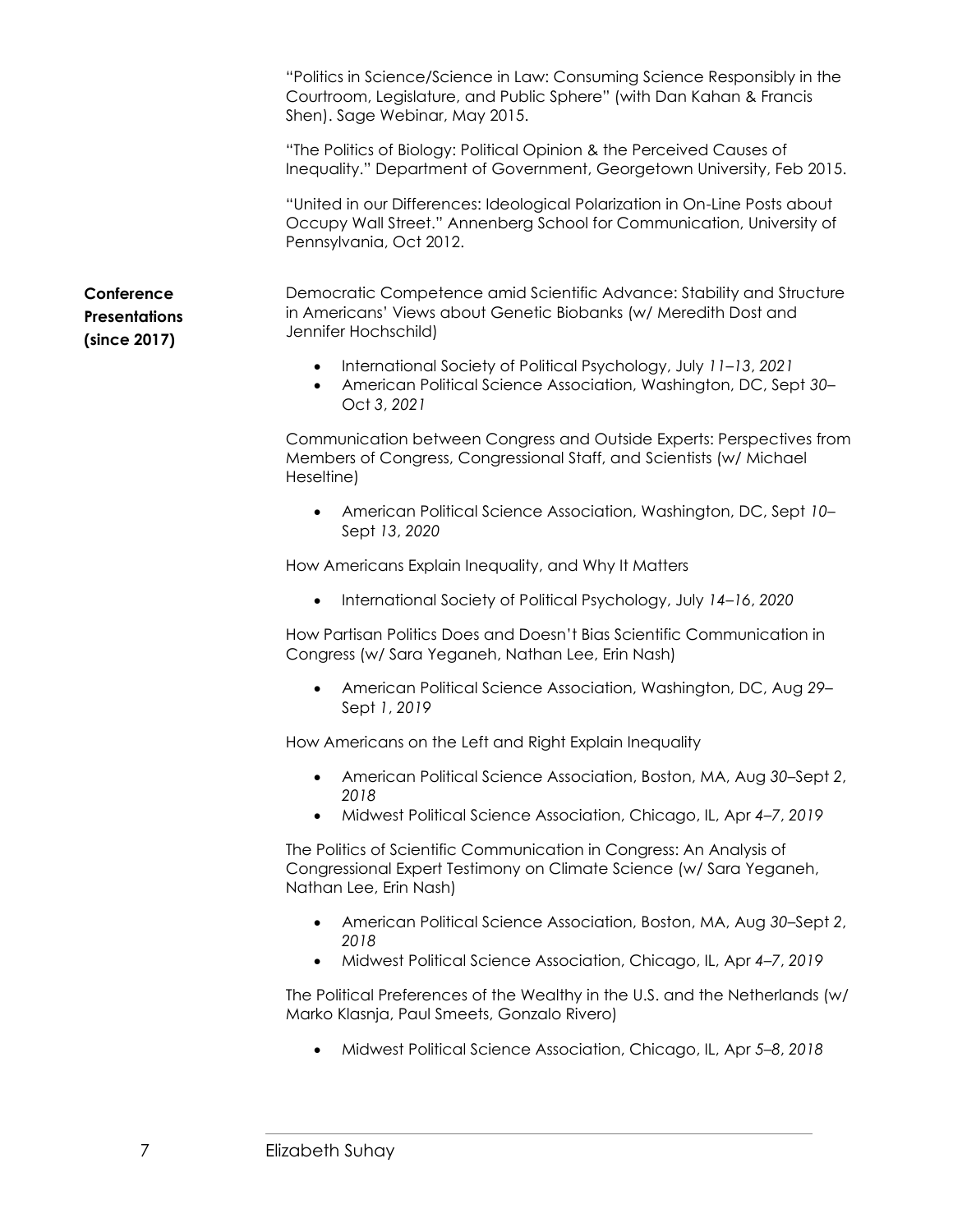"Politics in Science/Science in Law: Consuming Science Responsibly in the Courtroom, Legislature, and Public Sphere" (with Dan Kahan & Francis Shen). Sage Webinar, May 2015.

"The Politics of Biology: Political Opinion & the Perceived Causes of Inequality." Department of Government, Georgetown University, Feb 2015.

"United in our Differences: Ideological Polarization in On-Line Posts about Occupy Wall Street." Annenberg School for Communication, University of Pennsylvania, Oct 2012.

**Conference Presentations (since 2017)**

Democratic Competence amid Scientific Advance: Stability and Structure in Americans' Views about Genetic Biobanks (w/ Meredith Dost and Jennifer Hochschild)

- International Society of Political Psychology, July *11–13*, *2021*
- American Political Science Association, Washington, DC, Sept *30*–Oct *3*, *2021*

Communication between Congress and Outside Experts: Perspectives from Members of Congress, Congressional Staff, and Scientists (w/ Michael Heseltine)

- American Political Science Association, Washington, DC, Sept *10*–Sept *13*, *2020*

How Americans Explain Inequality, and Why It Matters

- International Society of Political Psychology, July *14–16*, *2020*

How Partisan Politics Does and Doesn't Bias Scientific Communication in Congress (w/ Sara Yeganeh, Nathan Lee, Erin Nash)

- American Political Science Association, Washington, DC, Aug *29*–Sept *1*, *2019*

How Americans on the Left and Right Explain Inequality

- American Political Science Association, Boston, MA, Aug *30*–Sept *2*, *2018*
- Midwest Political Science Association, Chicago, IL, Apr *4–7*, *2019*

The Politics of Scientific Communication in Congress: An Analysis of Congressional Expert Testimony on Climate Science (w/ Sara Yeganeh, Nathan Lee, Erin Nash)

- American Political Science Association, Boston, MA, Aug *30*–Sept *2*, *2018*
- Midwest Political Science Association, Chicago, IL, Apr *4–7*, *2019*

The Political Preferences of the Wealthy in the U.S. and the Netherlands (w/ Marko Klasnja, Paul Smeets, Gonzalo Rivero)

- Midwest Political Science Association, Chicago, IL, Apr *5–8*, *2018*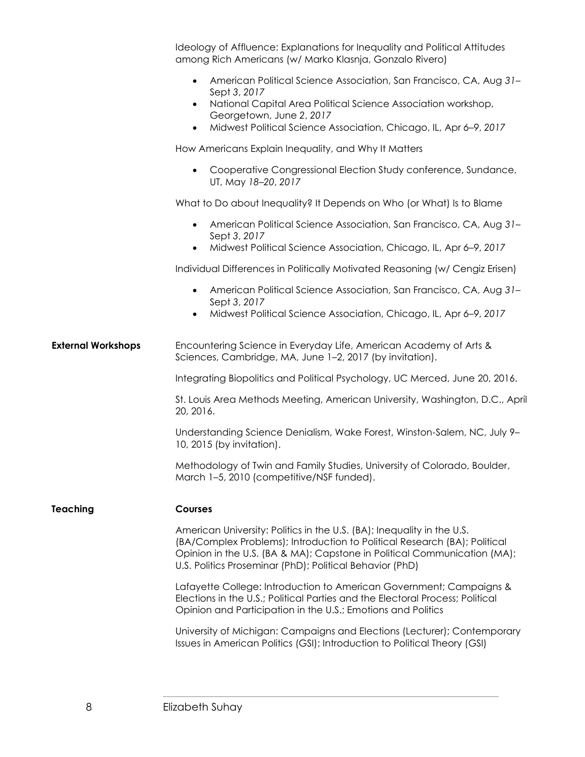Ideology of Affluence: Explanations for Inequality and Political Attitudes among Rich Americans (w/ Marko Klasnja, Gonzalo Rivero)

- American Political Science Association, San Francisco, CA, Aug *31*–Sept *3*, *2017*
- National Capital Area Political Science Association workshop, Georgetown, June *2*, *2017*
- Midwest Political Science Association, Chicago, IL, Apr *6*–*9*, *2017*

How Americans Explain Inequality, and Why It Matters

- Cooperative Congressional Election Study conference, Sundance, UT, May *18*–*20*, *2017*

What to Do about Inequality? It Depends on Who (or What) Is to Blame

- American Political Science Association, San Francisco, CA, Aug *31*–Sept *3*, *2017*
- Midwest Political Science Association, Chicago, IL, Apr *6*–*9*, *2017*

Individual Differences in Politically Motivated Reasoning (w/ Cengiz Erisen)

- American Political Science Association, San Francisco, CA, Aug *31*–Sept *3*, *2017*
- Midwest Political Science Association, Chicago, IL, Apr *6*–*9*, *2017*

**External Workshops**

Encountering Science in Everyday Life, American Academy of Arts & Sciences, Cambridge, MA, June 1–2, 2017 (by invitation).

Integrating Biopolitics and Political Psychology, UC Merced, June 20, 2016.

St. Louis Area Methods Meeting, American University, Washington, D.C., April 20, 2016.

Understanding Science Denialism, Wake Forest, Winston-Salem, NC, July 9–10, 2015 (by invitation).

Methodology of Twin and Family Studies, University of Colorado, Boulder, March 1–5, 2010 (competitive/NSF funded).

**Teaching**

**Courses**

American University: Politics in the U.S. (BA); Inequality in the U.S. (BA/Complex Problems); Introduction to Political Research (BA); Political Opinion in the U.S. (BA & MA); Capstone in Political Communication (MA); U.S. Politics Proseminar (PhD); Political Behavior (PhD)

Lafayette College: Introduction to American Government; Campaigns & Elections in the U.S.; Political Parties and the Electoral Process; Political Opinion and Participation in the U.S.; Emotions and Politics

University of Michigan: Campaigns and Elections (Lecturer); Contemporary Issues in American Politics (GSI); Introduction to Political Theory (GSI)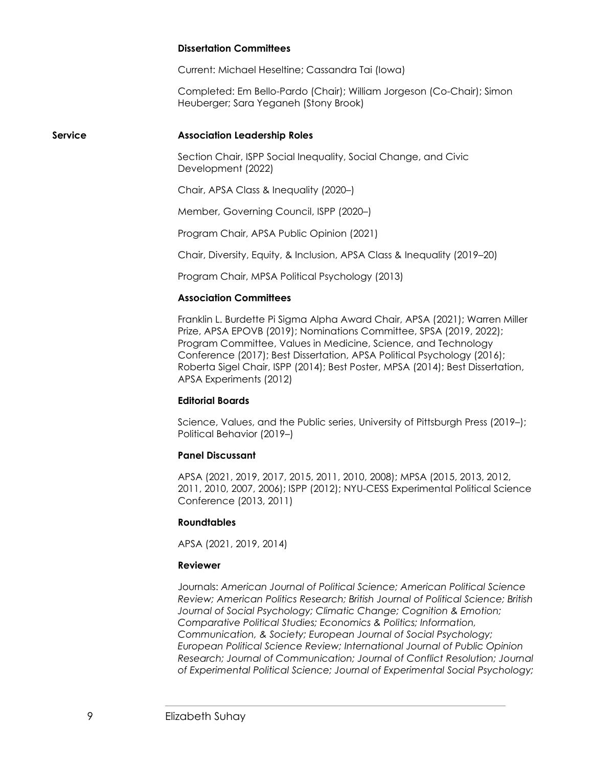### Dissertation Committees

Current: Michael Heseltine; Cassandra Tai (Iowa)

Completed: Em Bello-Pardo (Chair); William Jorgeson (Co-Chair); Simon Heuberger; Sara Yeganeh (Stony Brook)

## Service

### Association Leadership Roles

Section Chair, ISPP Social Inequality, Social Change, and Civic Development (2022)

Chair, APSA Class & Inequality (2020–)

Member, Governing Council, ISPP (2020–)

Program Chair, APSA Public Opinion (2021)

Chair, Diversity, Equity, & Inclusion, APSA Class & Inequality (2019–20)

Program Chair, MPSA Political Psychology (2013)

### Association Committees

Franklin L. Burdette Pi Sigma Alpha Award Chair, APSA (2021); Warren Miller Prize, APSA EPOVB (2019); Nominations Committee, SPSA (2019, 2022); Program Committee, Values in Medicine, Science, and Technology Conference (2017); Best Dissertation, APSA Political Psychology (2016); Roberta Sigel Chair, ISPP (2014); Best Poster, MPSA (2014); Best Dissertation, APSA Experiments (2012)

### Editorial Boards

Science, Values, and the Public series, University of Pittsburgh Press (2019–); Political Behavior (2019–)

### Panel Discussant

APSA (2021, 2019, 2017, 2015, 2011, 2010, 2008); MPSA (2015, 2013, 2012, 2011, 2010, 2007, 2006); ISPP (2012); NYU-CESS Experimental Political Science Conference (2013, 2011)

### Roundtables

APSA (2021, 2019, 2014)

### Reviewer

Journals: *American Journal of Political Science; American Political Science Review; American Politics Research; British Journal of Political Science; British Journal of Social Psychology; Climatic Change; Cognition & Emotion; Comparative Political Studies; Economics & Politics; Information, Communication, & Society; European Journal of Social Psychology; European Political Science Review; International Journal of Public Opinion Research; Journal of Communication; Journal of Conflict Resolution; Journal of Experimental Political Science; Journal of Experimental Social Psychology;*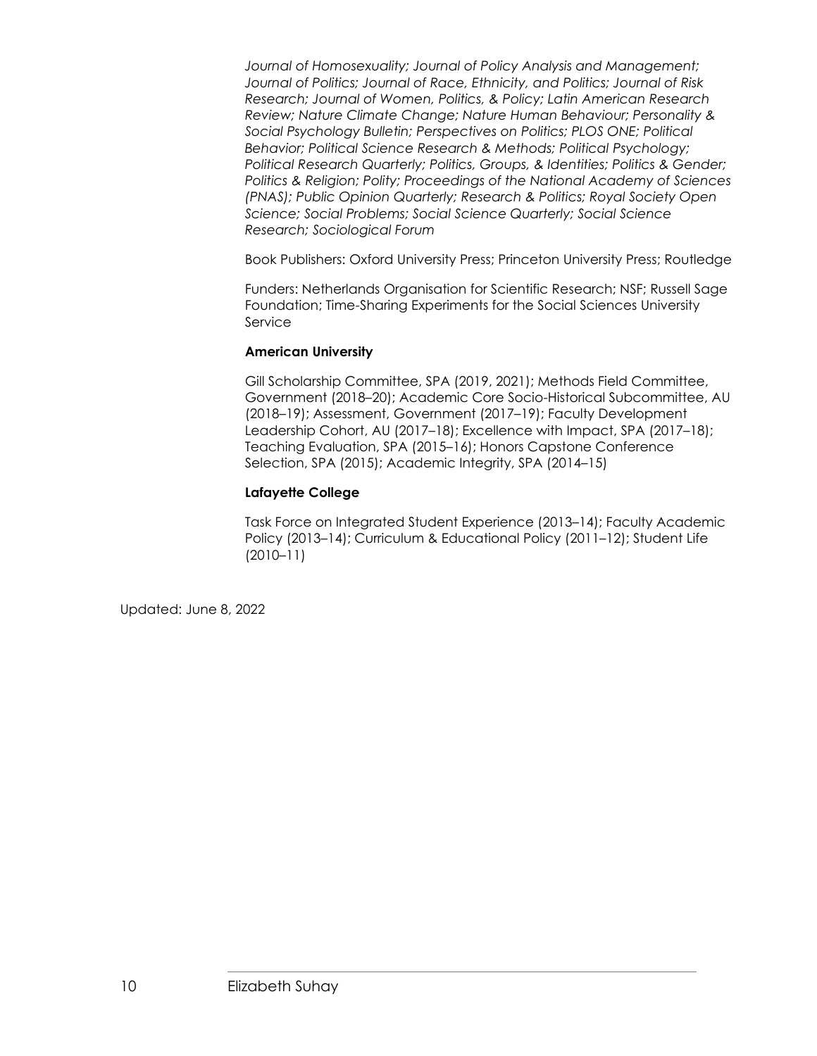*Journal of Homosexuality; Journal of Policy Analysis and Management; Journal of Politics; Journal of Race, Ethnicity, and Politics; Journal of Risk Research; Journal of Women, Politics, & Policy; Latin American Research Review; Nature Climate Change; Nature Human Behaviour; Personality & Social Psychology Bulletin; Perspectives on Politics; PLOS ONE; Political Behavior; Political Science Research & Methods; Political Psychology; Political Research Quarterly; Politics, Groups, & Identities; Politics & Gender; Politics & Religion; Polity; Proceedings of the National Academy of Sciences (PNAS); Public Opinion Quarterly; Research & Politics; Royal Society Open Science; Social Problems; Social Science Quarterly; Social Science Research; Sociological Forum*

Book Publishers: Oxford University Press; Princeton University Press; Routledge

Funders: Netherlands Organisation for Scientific Research; NSF; Russell Sage Foundation; Time-Sharing Experiments for the Social Sciences University Service

**American University**

Gill Scholarship Committee, SPA (2019, 2021); Methods Field Committee, Government (2018–20); Academic Core Socio-Historical Subcommittee, AU (2018–19); Assessment, Government (2017–19); Faculty Development Leadership Cohort, AU (2017–18); Excellence with Impact, SPA (2017–18); Teaching Evaluation, SPA (2015–16); Honors Capstone Conference Selection, SPA (2015); Academic Integrity, SPA (2014–15)

**Lafayette College**

Task Force on Integrated Student Experience (2013–14); Faculty Academic Policy (2013–14); Curriculum & Educational Policy (2011–12); Student Life (2010–11)

Updated: June 8, 2022